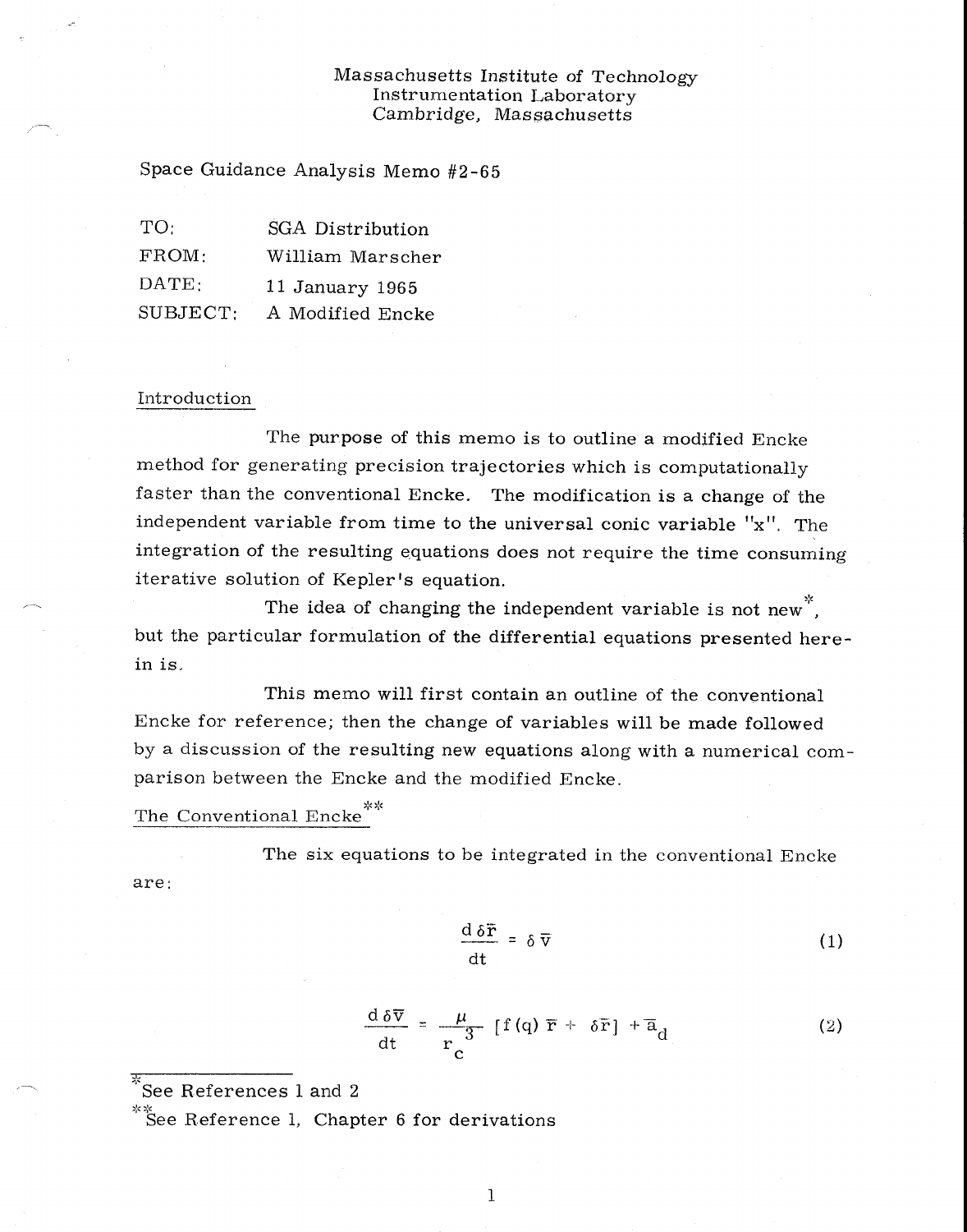Massachusetts Institute of Technology
Instrumentation Laboratory
Cambridge, Massachusetts

Space Guidance Analysis Memo #2-65

| | |
|---|---|
| TO: | SGA Distribution |
| FROM: | William Marscher |
| DATE: | 11 January 1965 |
| SUBJECT: | A Modified Encke |

## Introduction

The purpose of this memo is to outline a modified Encke method for generating precision trajectories which is computationally faster than the conventional Encke. The modification is a change of the independent variable from time to the universal conic variable "x". The integration of the resulting equations does not require the time consuming iterative solution of Kepler's equation.

The idea of changing the independent variable is not new*, but the particular formulation of the differential equations presented herein is.

This memo will first contain an outline of the conventional Encke for reference; then the change of variables will be made followed by a discussion of the resulting new equations along with a numerical comparison between the Encke and the modified Encke.

## The Conventional Encke**

The six equations to be integrated in the conventional Encke are:

$$\frac{d\,\delta\bar{r}}{dt} = \delta\,\bar{v} \tag{1}$$

$$\frac{d\,\delta\bar{v}}{dt} = \frac{\mu}{r_c^{\,3}}\,[f(q)\,\bar{r} + \delta\bar{r}] + \bar{a}_d \tag{2}$$

---

*See References 1 and 2

**See Reference 1, Chapter 6 for derivations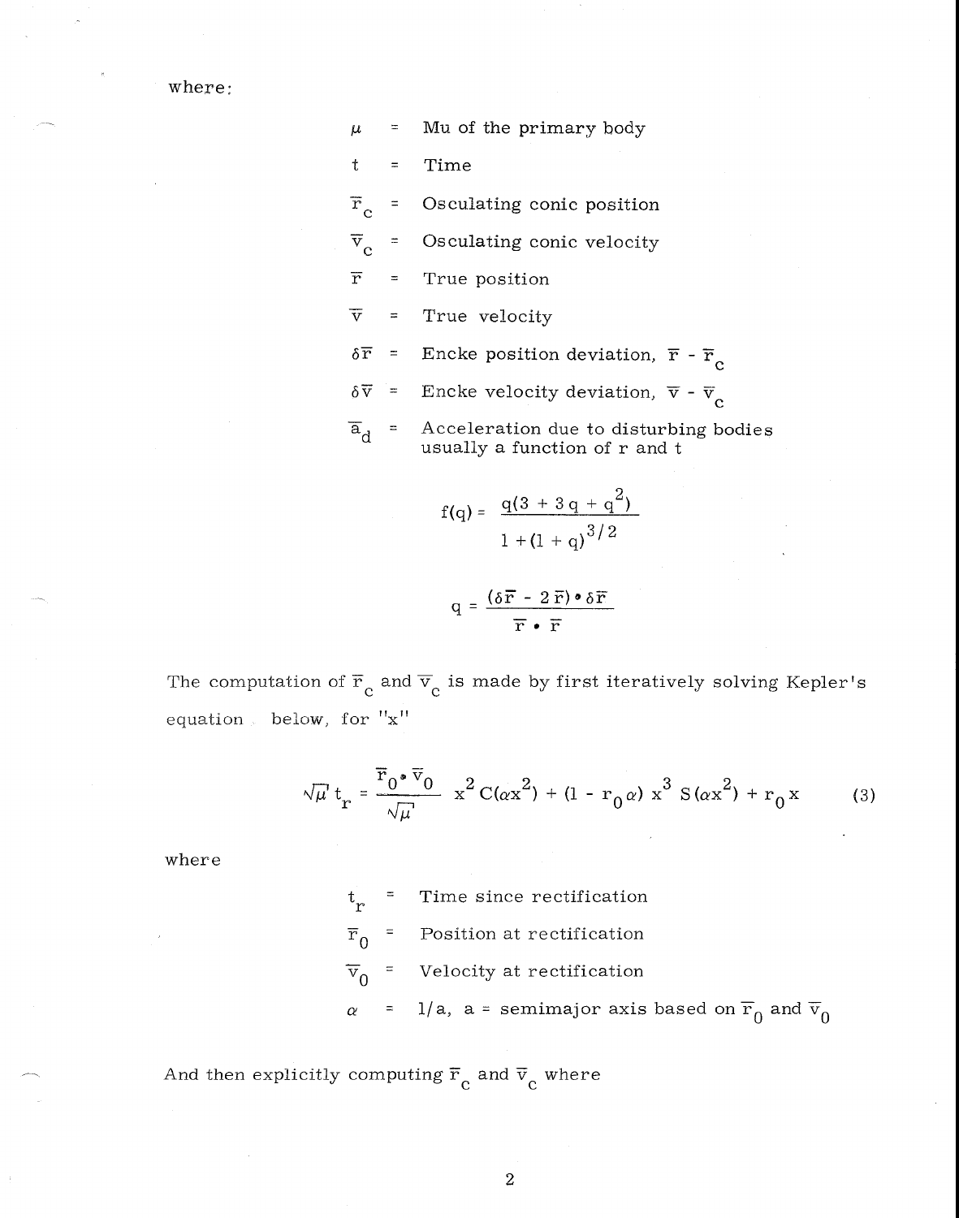where:

$\mu$ = Mu of the primary body

t = Time

$\bar{r}_c$ = Osculating conic position

$\bar{v}_c$ = Osculating conic velocity

$\bar{r}$ = True position

$\bar{v}$ = True velocity

$\delta\bar{r}$ = Encke position deviation, $\bar{r} - \bar{r}_c$

$\delta\bar{v}$ = Encke velocity deviation, $\bar{v} - \bar{v}_c$

$\bar{a}_d$ = Acceleration due to disturbing bodies usually a function of r and t

$$f(q) = \frac{q(3 + 3q + q^2)}{1 + (1 + q)^{3/2}}$$

$$q = \frac{(\delta\bar{r} - 2\bar{r}) \cdot \delta\bar{r}}{\bar{r} \cdot \bar{r}}$$

The computation of $\bar{r}_c$ and $\bar{v}_c$ is made by first iteratively solving Kepler's equation below, for "x"

$$\sqrt{\mu}\, t_r = \frac{\bar{r}_0 \cdot \bar{v}_0}{\sqrt{\mu}} x^2 C(\alpha x^2) + (1 - r_0 \alpha) x^3 S(\alpha x^2) + r_0 x \tag{3}$$

where

$t_r$ = Time since rectification

$\bar{r}_0$ = Position at rectification

$\bar{v}_0$ = Velocity at rectification

$\alpha$ = $1/a$, a = semimajor axis based on $\bar{r}_0$ and $\bar{v}_0$

And then explicitly computing $\bar{r}_c$ and $\bar{v}_c$ where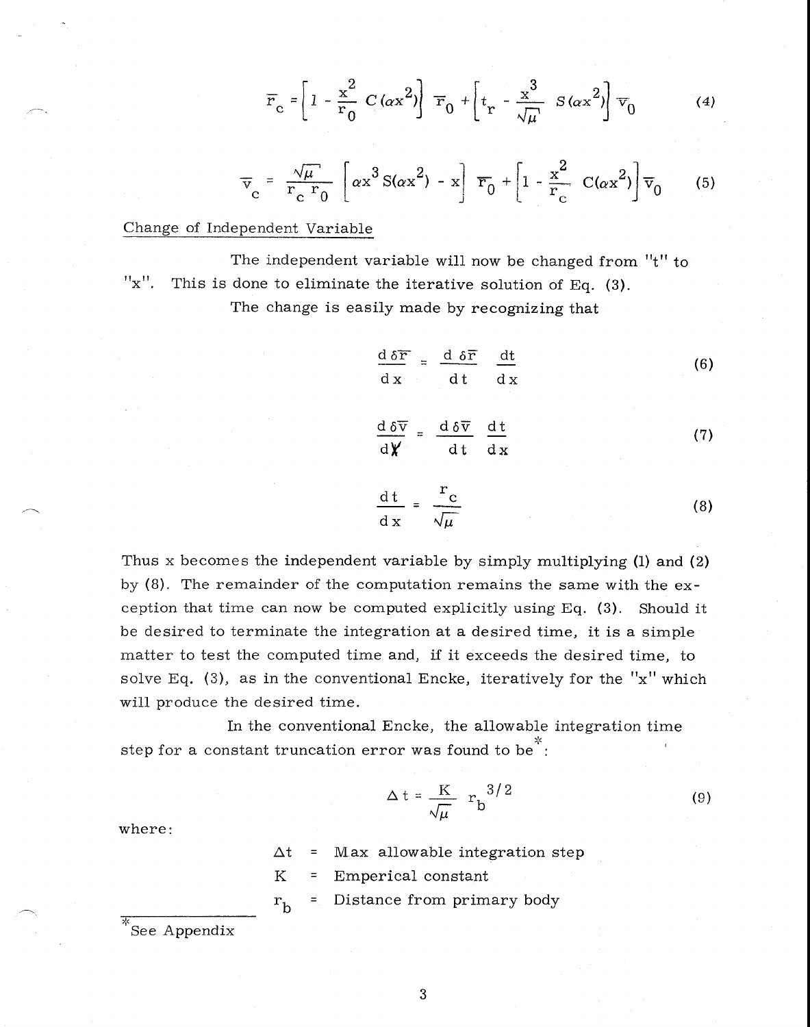$$\bar{r}_c = \left[1 - \frac{x^2}{r_0} C(\alpha x^2)\right] \bar{r}_0 + \left[t_r - \frac{x^3}{\sqrt{\mu}} S(\alpha x^2)\right] \bar{v}_0 \tag{4}$$

$$\bar{v}_c = \frac{\sqrt{\mu}}{r_c r_0} \left[\alpha x^3 S(\alpha x^2) - x\right] \bar{r}_0 + \left[1 - \frac{x^2}{r_c} C(\alpha x^2)\right] \bar{v}_0 \tag{5}$$

## Change of Independent Variable

The independent variable will now be changed from "t" to "x". This is done to eliminate the iterative solution of Eq. (3).

The change is easily made by recognizing that

$$\frac{d\,\delta\bar{r}}{dx} = \frac{d\,\delta\bar{r}}{dt} \frac{dt}{dx} \tag{6}$$

$$\frac{d\,\delta\bar{v}}{dx} = \frac{d\,\delta\bar{v}}{dt} \frac{dt}{dx} \tag{7}$$

$$\frac{dt}{dx} = \frac{r_c}{\sqrt{\mu}} \tag{8}$$

Thus x becomes the independent variable by simply multiplying (1) and (2) by (8). The remainder of the computation remains the same with the exception that time can now be computed explicitly using Eq. (3). Should it be desired to terminate the integration at a desired time, it is a simple matter to test the computed time and, if it exceeds the desired time, to solve Eq. (3), as in the conventional Encke, iteratively for the "x" which will produce the desired time.

In the conventional Encke, the allowable integration time step for a constant truncation error was found to be*:

$$\Delta t = \frac{K}{\sqrt{\mu}} r_b^{3/2} \tag{9}$$

where:

$\Delta t$ = Max allowable integration step

$K$ = Emperical constant

$r_b$ = Distance from primary body

*See Appendix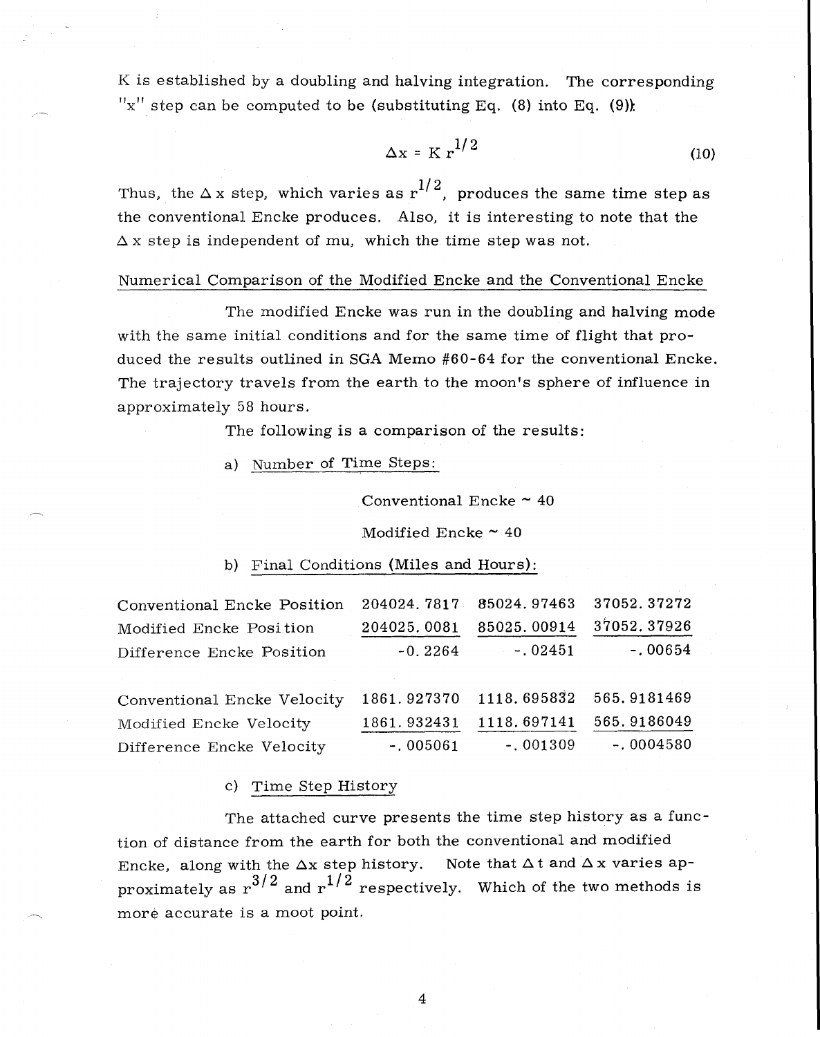K is established by a doubling and halving integration. The corresponding "x" step can be computed to be (substituting Eq. (8) into Eq. (9)):

$$\Delta x = K r^{1/2} \tag{10}$$

Thus, the $\Delta x$ step, which varies as $r^{1/2}$, produces the same time step as the conventional Encke produces. Also, it is interesting to note that the $\Delta x$ step is independent of mu, which the time step was not.

## Numerical Comparison of the Modified Encke and the Conventional Encke

The modified Encke was run in the doubling and halving mode with the same initial conditions and for the same time of flight that produced the results outlined in SGA Memo #60-64 for the conventional Encke. The trajectory travels from the earth to the moon's sphere of influence in approximately 58 hours.

The following is a comparison of the results:

a) Number of Time Steps:

Conventional Encke ~ 40

Modified Encke ~ 40

b) Final Conditions (Miles and Hours):

| | | | |
|---|---|---|---|
| Conventional Encke Position | 204024.7817 | 85024.97463 | 37052.37272 |
| Modified Encke Position | 204025.0081 | 85025.00914 | 37052.37926 |
| Difference Encke Position | -0.2264 | -.02451 | -.00654 |
| | | | |
| Conventional Encke Velocity | 1861.927370 | 1118.695832 | 565.9181469 |
| Modified Encke Velocity | 1861.932431 | 1118.697141 | 565.9186049 |
| Difference Encke Velocity | -.005061 | -.001309 | -.0004580 |

c) Time Step History

The attached curve presents the time step history as a function of distance from the earth for both the conventional and modified Encke, along with the $\Delta x$ step history. Note that $\Delta t$ and $\Delta x$ varies approximately as $r^{3/2}$ and $r^{1/2}$ respectively. Which of the two methods is more accurate is a moot point.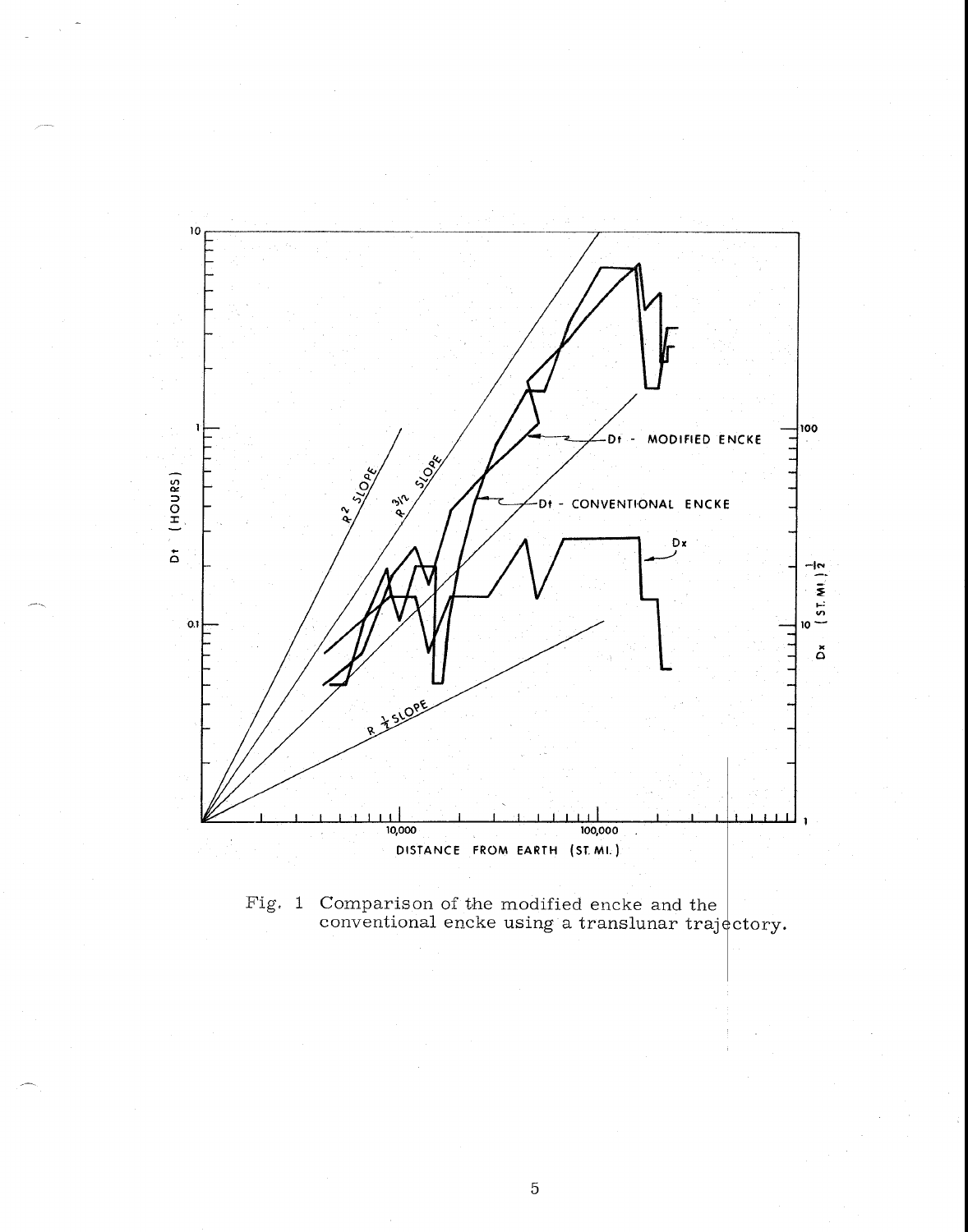Fig. 1 Comparison of the modified encke and the conventional encke using a translunar trajectory.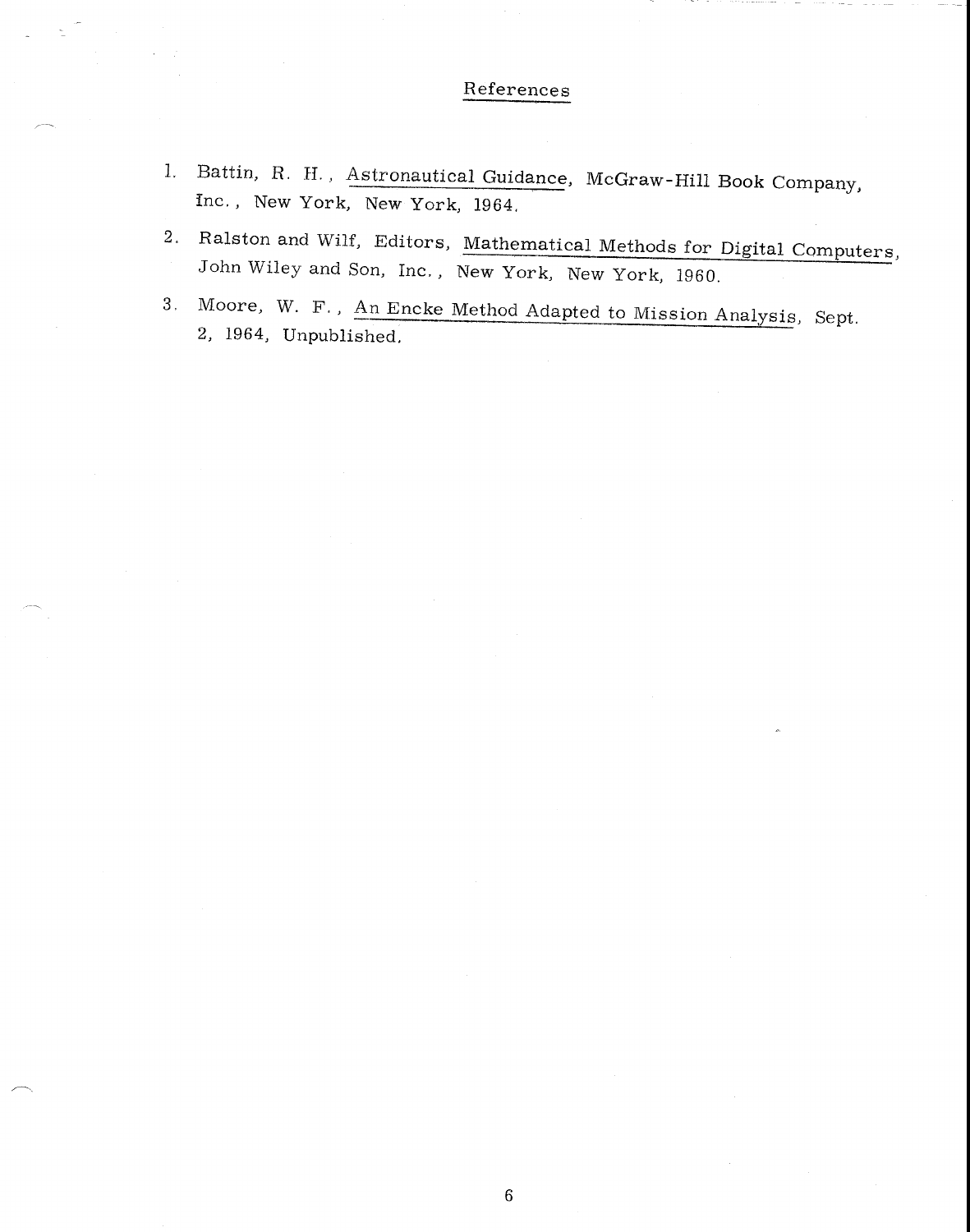## References

1. Battin, R. H., Astronautical Guidance, McGraw-Hill Book Company, Inc., New York, New York, 1964.
2. Ralston and Wilf, Editors, Mathematical Methods for Digital Computers, John Wiley and Son, Inc., New York, New York, 1960.
3. Moore, W. F., An Encke Method Adapted to Mission Analysis, Sept. 2, 1964, Unpublished.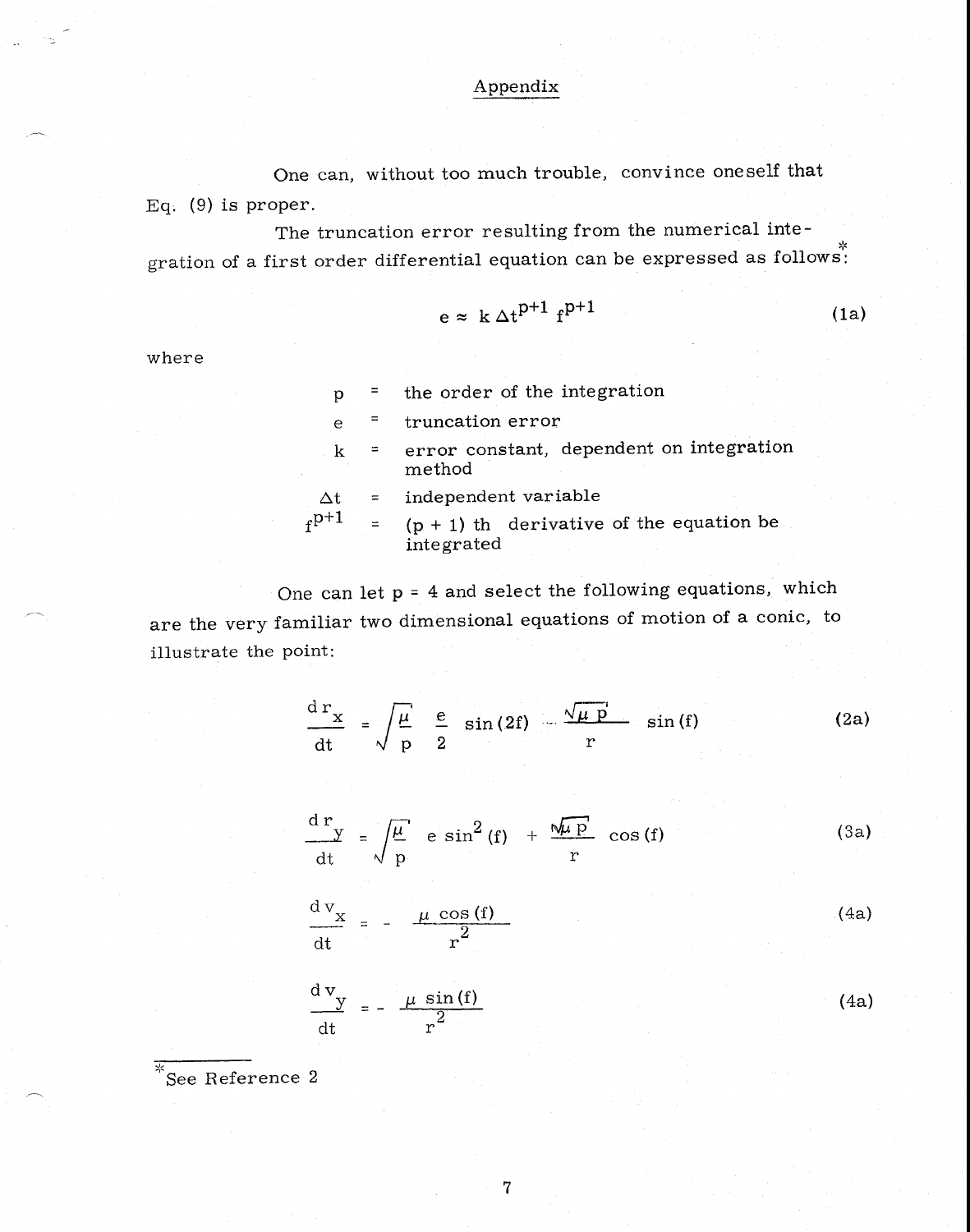## Appendix

One can, without too much trouble, convince oneself that Eq. (9) is proper.

The truncation error resulting from the numerical integration of a first order differential equation can be expressed as follows*:

$$e \approx k \, \Delta t^{p+1} \, f^{p+1} \tag{1a}$$

where

| | | |
|---|---|---|
| $p$ | = | the order of the integration |
| $e$ | = | truncation error |
| $k$ | = | error constant, dependent on integration method |
| $\Delta t$ | = | independent variable |
| $f^{p+1}$ | = | (p + 1) th derivative of the equation be integrated |

One can let p = 4 and select the following equations, which are the very familiar two dimensional equations of motion of a conic, to illustrate the point:

$$\frac{d\,r_x}{dt} = \sqrt{\frac{\mu}{p}} \; \frac{e}{2} \; \sin(2f) - \frac{\sqrt{\mu \, p}}{r} \; \sin(f) \tag{2a}$$

$$\frac{d\,r_y}{dt} = \sqrt{\frac{\mu}{p}} \; e \, \sin^2(f) + \frac{\sqrt{\mu \, p}}{r} \; \cos(f) \tag{3a}$$

$$\frac{d\,v_x}{dt} = - \frac{\mu \, \cos(f)}{r^2} \tag{4a}$$

$$\frac{d\,v_y}{dt} = - \frac{\mu \, \sin(f)}{r^2} \tag{4a}$$

*See Reference 2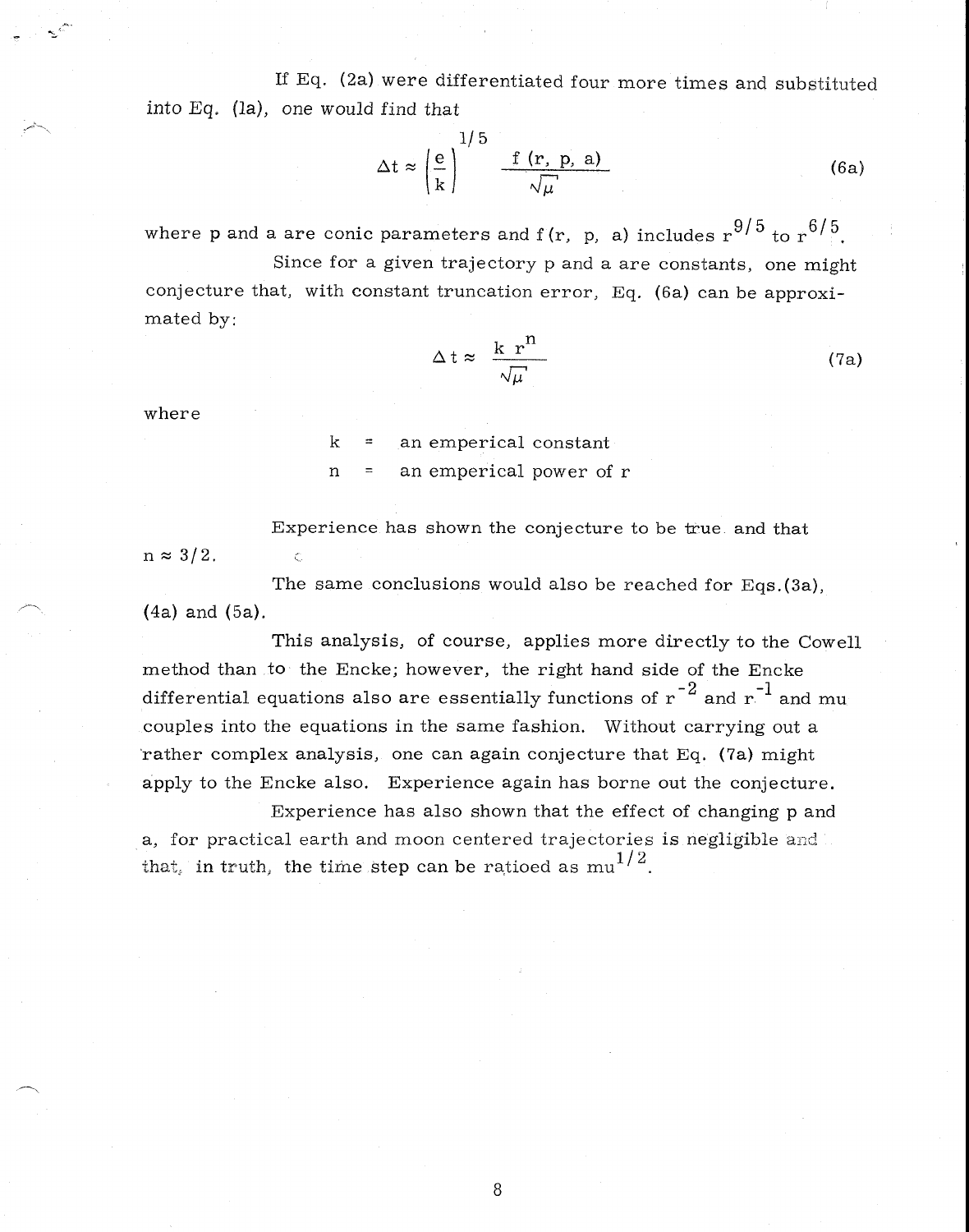If Eq. (2a) were differentiated four more times and substituted into Eq. (1a), one would find that

$$\Delta t \approx \left(\frac{e}{k}\right)^{1/5} \frac{f(r,\ p,\ a)}{\sqrt{\mu}} \tag{6a}$$

where p and a are conic parameters and f (r, p, a) includes $r^{9/5}$ to $r^{6/5}$.

Since for a given trajectory p and a are constants, one might conjecture that, with constant truncation error, Eq. (6a) can be approximated by:

$$\Delta t \approx \frac{k\ r^n}{\sqrt{\mu}} \tag{7a}$$

where

k = an emperical constant

n = an emperical power of r

Experience has shown the conjecture to be true and that $n \approx 3/2$.

The same conclusions would also be reached for Eqs.(3a), (4a) and (5a).

This analysis, of course, applies more directly to the Cowell method than to the Encke; however, the right hand side of the Encke differential equations also are essentially functions of $r^{-2}$ and $r^{-1}$ and mu couples into the equations in the same fashion. Without carrying out a rather complex analysis, one can again conjecture that Eq. (7a) might apply to the Encke also. Experience again has borne out the conjecture.

Experience has also shown that the effect of changing p and a, for practical earth and moon centered trajectories is negligible and that, in truth, the time step can be ratioed as $mu^{1/2}$.